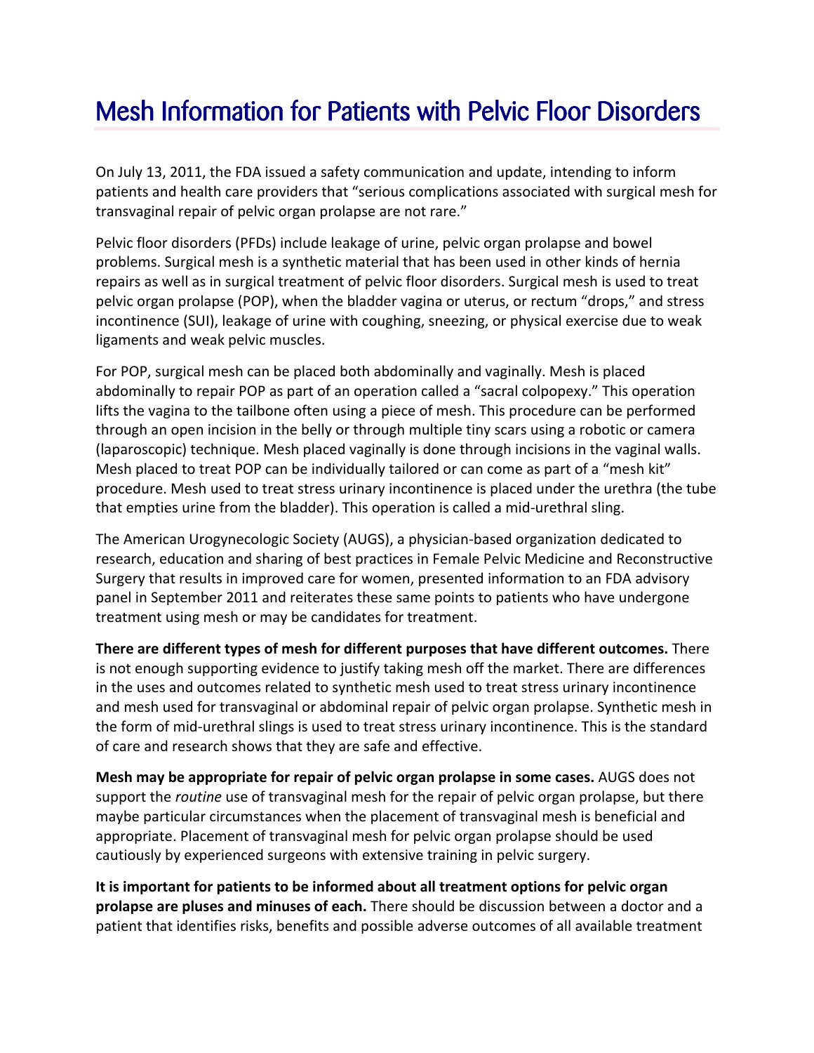# Mesh Information for Patients with Pelvic Floor Disorders

On July 13, 2011, the FDA issued a safety communication and update, intending to inform patients and health care providers that "serious complications associated with surgical mesh for transvaginal repair of pelvic organ prolapse are not rare."

Pelvic floor disorders (PFDs) include leakage of urine, pelvic organ prolapse and bowel problems. Surgical mesh is a synthetic material that has been used in other kinds of hernia repairs as well as in surgical treatment of pelvic floor disorders. Surgical mesh is used to treat pelvic organ prolapse (POP), when the bladder vagina or uterus, or rectum "drops," and stress incontinence (SUI), leakage of urine with coughing, sneezing, or physical exercise due to weak ligaments and weak pelvic muscles.

For POP, surgical mesh can be placed both abdominally and vaginally. Mesh is placed abdominally to repair POP as part of an operation called a "sacral colpopexy." This operation lifts the vagina to the tailbone often using a piece of mesh. This procedure can be performed through an open incision in the belly or through multiple tiny scars using a robotic or camera (laparoscopic) technique. Mesh placed vaginally is done through incisions in the vaginal walls. Mesh placed to treat POP can be individually tailored or can come as part of a "mesh kit" procedure. Mesh used to treat stress urinary incontinence is placed under the urethra (the tube that empties urine from the bladder). This operation is called a mid-urethral sling.

The American Urogynecologic Society (AUGS), a physician-based organization dedicated to research, education and sharing of best practices in Female Pelvic Medicine and Reconstructive Surgery that results in improved care for women, presented information to an FDA advisory panel in September 2011 and reiterates these same points to patients who have undergone treatment using mesh or may be candidates for treatment.

**There are different types of mesh for different purposes that have different outcomes.** There is not enough supporting evidence to justify taking mesh off the market. There are differences in the uses and outcomes related to synthetic mesh used to treat stress urinary incontinence and mesh used for transvaginal or abdominal repair of pelvic organ prolapse. Synthetic mesh in the form of mid-urethral slings is used to treat stress urinary incontinence. This is the standard of care and research shows that they are safe and effective.

**Mesh may be appropriate for repair of pelvic organ prolapse in some cases.** AUGS does not support the *routine* use of transvaginal mesh for the repair of pelvic organ prolapse, but there maybe particular circumstances when the placement of transvaginal mesh is beneficial and appropriate. Placement of transvaginal mesh for pelvic organ prolapse should be used cautiously by experienced surgeons with extensive training in pelvic surgery.

**It is important for patients to be informed about all treatment options for pelvic organ prolapse are pluses and minuses of each.** There should be discussion between a doctor and a patient that identifies risks, benefits and possible adverse outcomes of all available treatment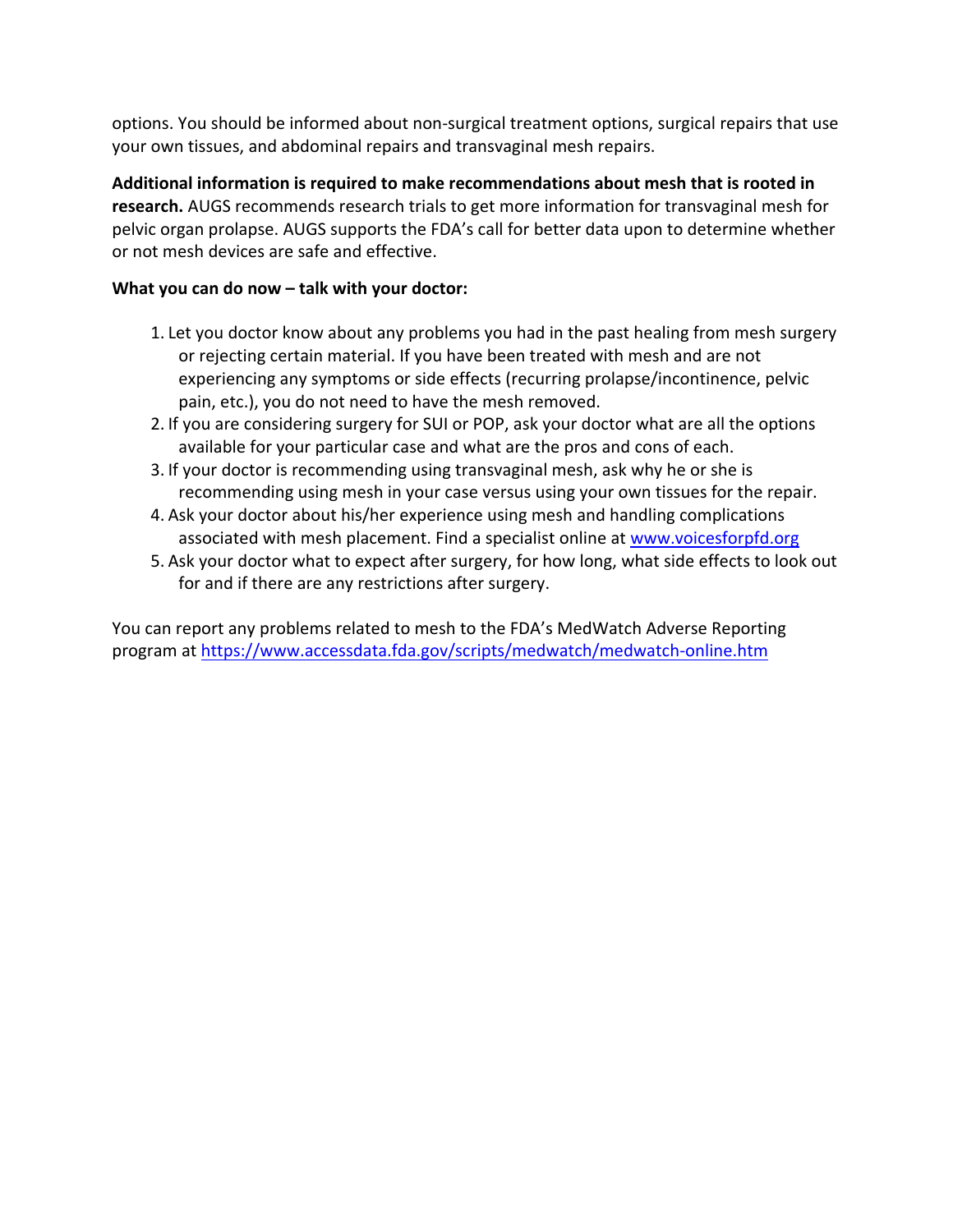options. You should be informed about non-surgical treatment options, surgical repairs that use your own tissues, and abdominal repairs and transvaginal mesh repairs.

**Additional information is required to make recommendations about mesh that is rooted in research.** AUGS recommends research trials to get more information for transvaginal mesh for pelvic organ prolapse. AUGS supports the FDA's call for better data upon to determine whether or not mesh devices are safe and effective.

**What you can do now – talk with your doctor:**

1. Let you doctor know about any problems you had in the past healing from mesh surgery or rejecting certain material. If you have been treated with mesh and are not experiencing any symptoms or side effects (recurring prolapse/incontinence, pelvic pain, etc.), you do not need to have the mesh removed.
2. If you are considering surgery for SUI or POP, ask your doctor what are all the options available for your particular case and what are the pros and cons of each.
3. If your doctor is recommending using transvaginal mesh, ask why he or she is recommending using mesh in your case versus using your own tissues for the repair.
4. Ask your doctor about his/her experience using mesh and handling complications associated with mesh placement. Find a specialist online at [www.voicesforpfd.org](http://www.voicesforpfd.org)
5. Ask your doctor what to expect after surgery, for how long, what side effects to look out for and if there are any restrictions after surgery.

You can report any problems related to mesh to the FDA's MedWatch Adverse Reporting program at [https://www.accessdata.fda.gov/scripts/medwatch/medwatch-online.htm](https://www.accessdata.fda.gov/scripts/medwatch/medwatch-online.htm)